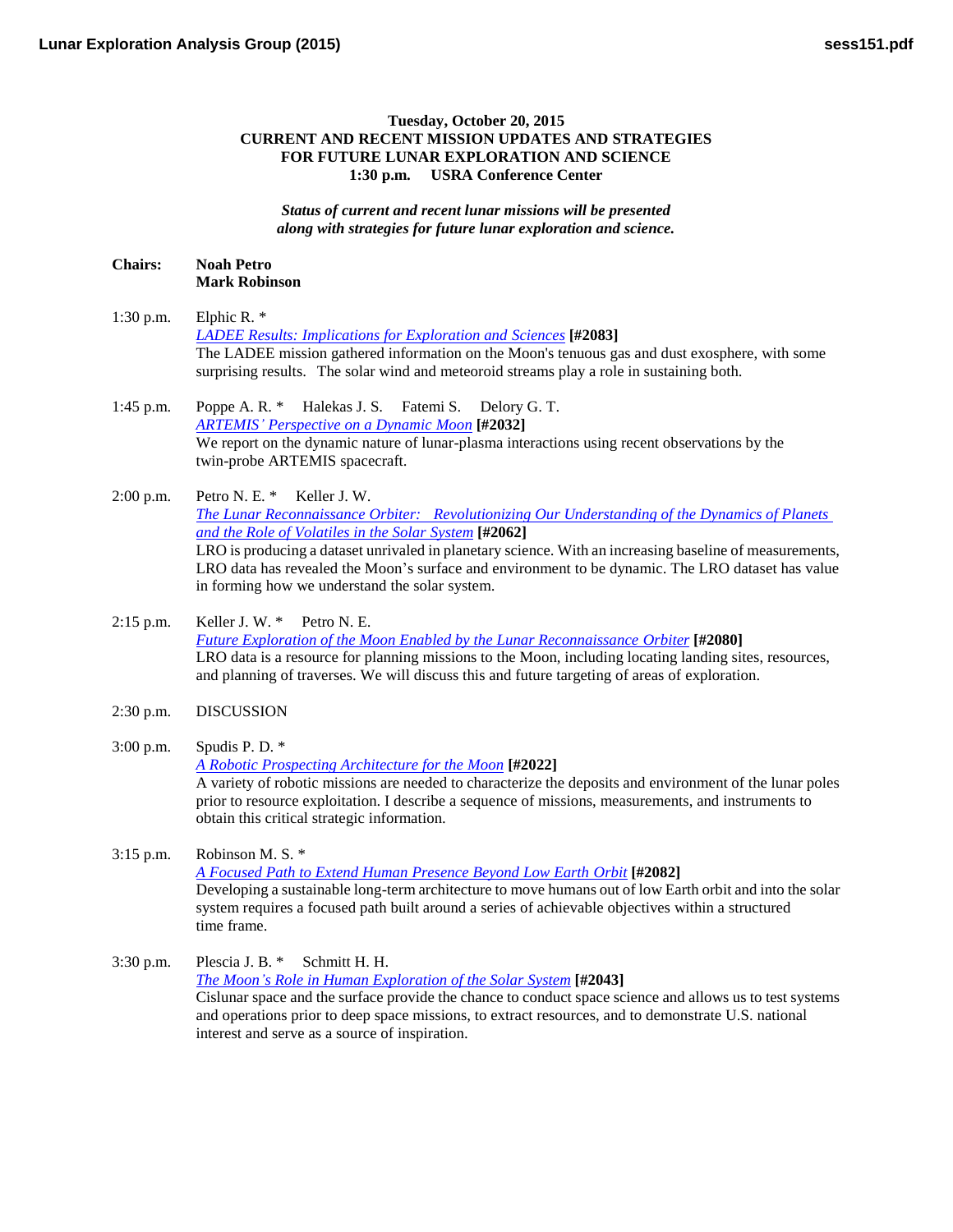**Tuesday, October 20, 2015**
**CURRENT AND RECENT MISSION UPDATES AND STRATEGIES FOR FUTURE LUNAR EXPLORATION AND SCIENCE**
**1:30 p.m. USRA Conference Center**

***Status of current and recent lunar missions will be presented along with strategies for future lunar exploration and science.***

**Chairs:** **Noah Petro**
**Mark Robinson**

1:30 p.m. Elphic R. *
*LADEE Results: Implications for Exploration and Sciences* **[#2083]**
The LADEE mission gathered information on the Moon's tenuous gas and dust exosphere, with some surprising results. The solar wind and meteoroid streams play a role in sustaining both.

1:45 p.m. Poppe A. R. * Halekas J. S. Fatemi S. Delory G. T.
*ARTEMIS' Perspective on a Dynamic Moon* **[#2032]**
We report on the dynamic nature of lunar-plasma interactions using recent observations by the twin-probe ARTEMIS spacecraft.

2:00 p.m. Petro N. E. * Keller J. W.
*The Lunar Reconnaissance Orbiter: Revolutionizing Our Understanding of the Dynamics of Planets and the Role of Volatiles in the Solar System* **[#2062]**
LRO is producing a dataset unrivaled in planetary science. With an increasing baseline of measurements, LRO data has revealed the Moon's surface and environment to be dynamic. The LRO dataset has value in forming how we understand the solar system.

2:15 p.m. Keller J. W. * Petro N. E.
*Future Exploration of the Moon Enabled by the Lunar Reconnaissance Orbiter* **[#2080]**
LRO data is a resource for planning missions to the Moon, including locating landing sites, resources, and planning of traverses. We will discuss this and future targeting of areas of exploration.

2:30 p.m. DISCUSSION

3:00 p.m. Spudis P. D. *
*A Robotic Prospecting Architecture for the Moon* **[#2022]**
A variety of robotic missions are needed to characterize the deposits and environment of the lunar poles prior to resource exploitation. I describe a sequence of missions, measurements, and instruments to obtain this critical strategic information.

3:15 p.m. Robinson M. S. *
*A Focused Path to Extend Human Presence Beyond Low Earth Orbit* **[#2082]**
Developing a sustainable long-term architecture to move humans out of low Earth orbit and into the solar system requires a focused path built around a series of achievable objectives within a structured time frame.

3:30 p.m. Plescia J. B. * Schmitt H. H.
*The Moon's Role in Human Exploration of the Solar System* **[#2043]**
Cislunar space and the surface provide the chance to conduct space science and allows us to test systems and operations prior to deep space missions, to extract resources, and to demonstrate U.S. national interest and serve as a source of inspiration.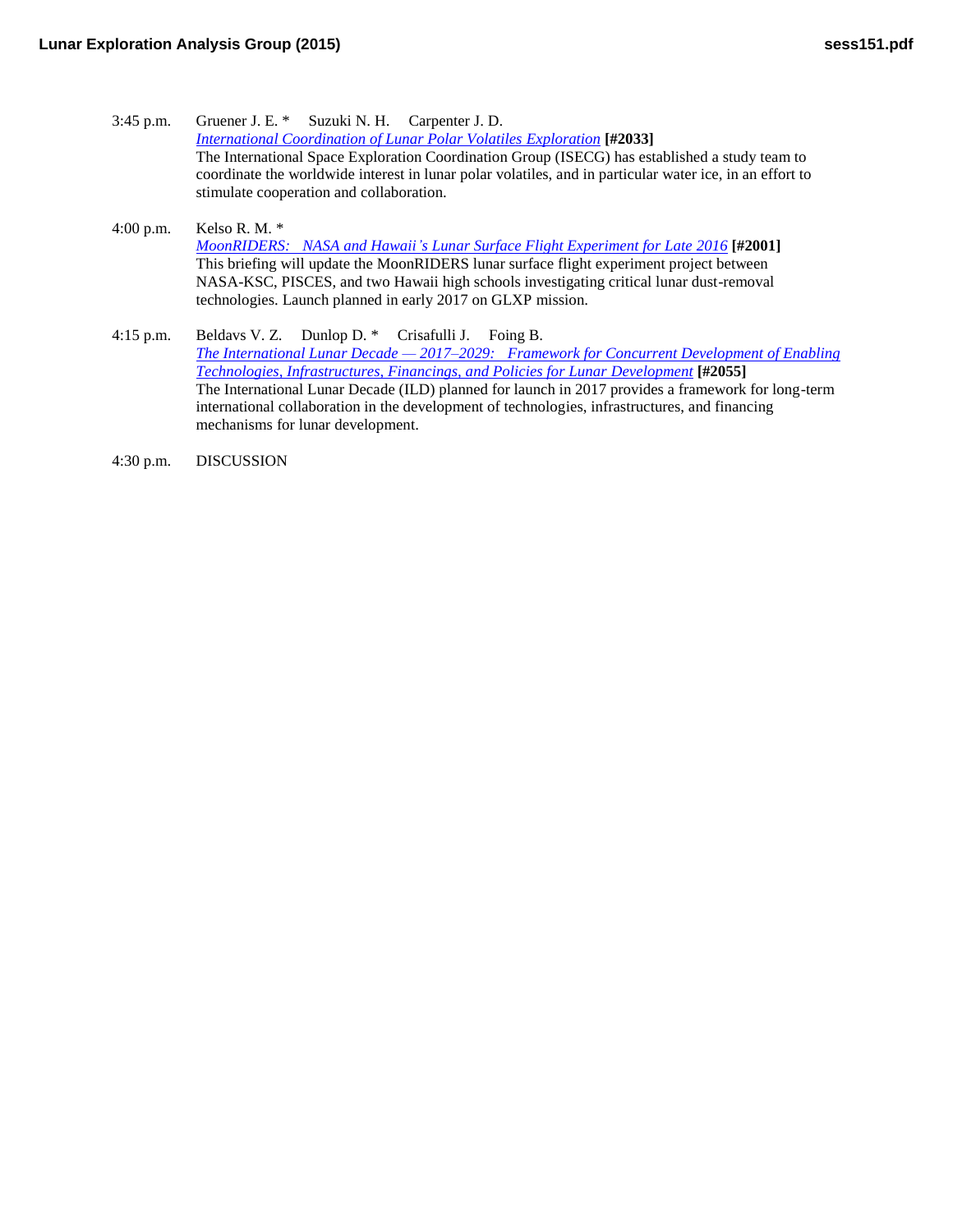3:45 p.m. Gruener J. E. * Suzuki N. H. Carpenter J. D.
*International Coordination of Lunar Polar Volatiles Exploration* **[#2033]**
The International Space Exploration Coordination Group (ISECG) has established a study team to coordinate the worldwide interest in lunar polar volatiles, and in particular water ice, in an effort to stimulate cooperation and collaboration.

4:00 p.m. Kelso R. M. *
*MoonRIDERS: NASA and Hawaii's Lunar Surface Flight Experiment for Late 2016* **[#2001]**
This briefing will update the MoonRIDERS lunar surface flight experiment project between NASA-KSC, PISCES, and two Hawaii high schools investigating critical lunar dust-removal technologies. Launch planned in early 2017 on GLXP mission.

4:15 p.m. Beldavs V. Z. Dunlop D. * Crisafulli J. Foing B.
*The International Lunar Decade — 2017–2029: Framework for Concurrent Development of Enabling Technologies, Infrastructures, Financings, and Policies for Lunar Development* **[#2055]**
The International Lunar Decade (ILD) planned for launch in 2017 provides a framework for long-term international collaboration in the development of technologies, infrastructures, and financing mechanisms for lunar development.

4:30 p.m. DISCUSSION